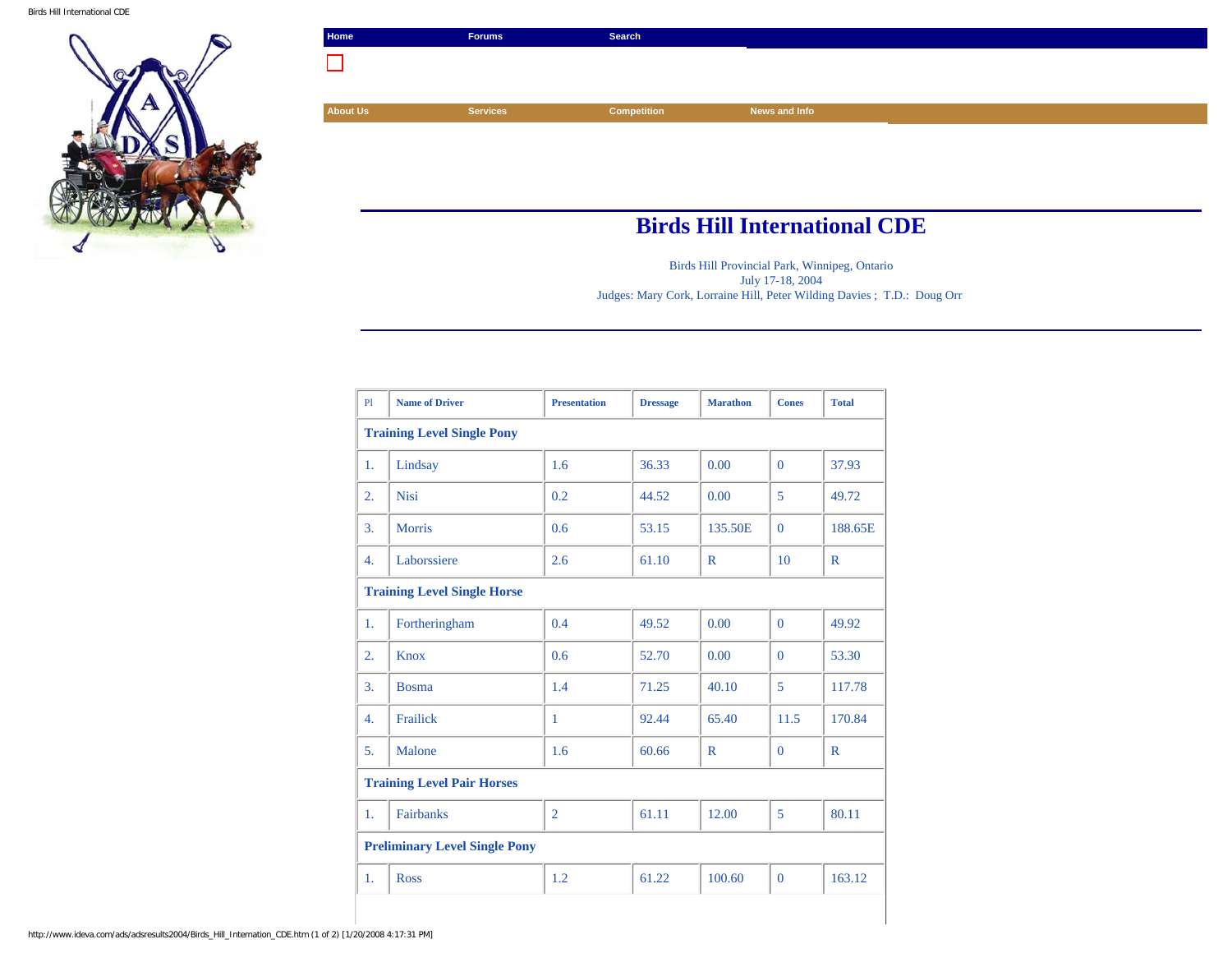Home | Forums | Search

About Us | Services | Competition | News and Info

# Birds Hill International CDE

Birds Hill Provincial Park, Winnipeg, Ontario
July 17-18, 2004
Judges: Mary Cork, Lorraine Hill, Peter Wilding Davies ; T.D.: Doug Orr

| Pl | Name of Driver | Presentation | Dressage | Marathon | Cones | Total |
|---|---|---|---|---|---|---|
| **Training Level Single Pony** | | | | | | |
| 1. | Lindsay | 1.6 | 36.33 | 0.00 | 0 | 37.93 |
| 2. | Nisi | 0.2 | 44.52 | 0.00 | 5 | 49.72 |
| 3. | Morris | 0.6 | 53.15 | 135.50E | 0 | 188.65E |
| 4. | Laborssiere | 2.6 | 61.10 | R | 10 | R |
| **Training Level Single Horse** | | | | | | |
| 1. | Fortheringham | 0.4 | 49.52 | 0.00 | 0 | 49.92 |
| 2. | Knox | 0.6 | 52.70 | 0.00 | 0 | 53.30 |
| 3. | Bosma | 1.4 | 71.25 | 40.10 | 5 | 117.78 |
| 4. | Frailick | 1 | 92.44 | 65.40 | 11.5 | 170.84 |
| 5. | Malone | 1.6 | 60.66 | R | 0 | R |
| **Training Level Pair Horses** | | | | | | |
| 1. | Fairbanks | 2 | 61.11 | 12.00 | 5 | 80.11 |
| **Preliminary Level Single Pony** | | | | | | |
| 1. | Ross | 1.2 | 61.22 | 100.60 | 0 | 163.12 |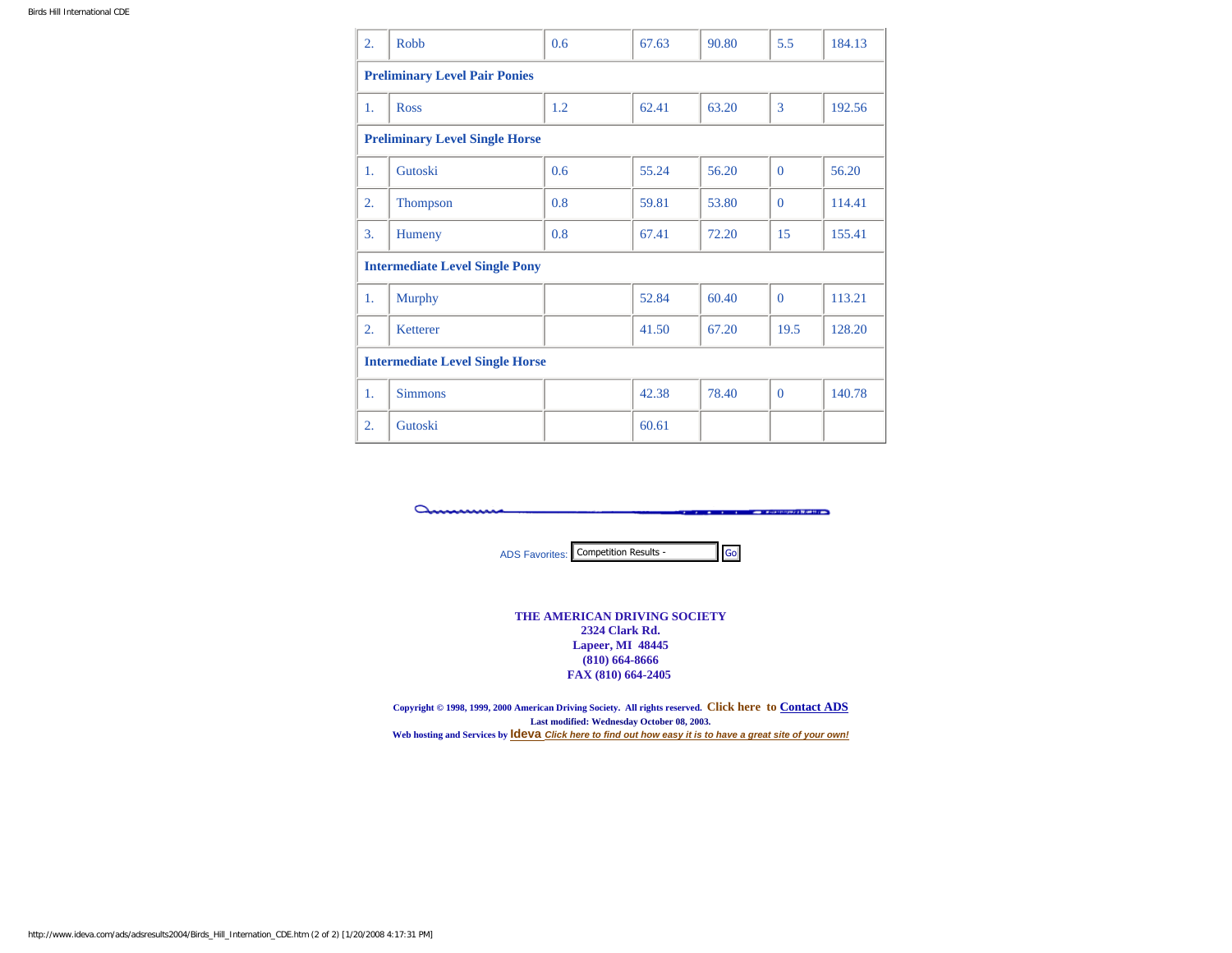| | | | | | | |
|---|---|---|---|---|---|---|
| 2. | Robb | 0.6 | 67.63 | 90.80 | 5.5 | 184.13 |
| **Preliminary Level Pair Ponies** | | | | | | |
| 1. | Ross | 1.2 | 62.41 | 63.20 | 3 | 192.56 |
| **Preliminary Level Single Horse** | | | | | | |
| 1. | Gutoski | 0.6 | 55.24 | 56.20 | 0 | 56.20 |
| 2. | Thompson | 0.8 | 59.81 | 53.80 | 0 | 114.41 |
| 3. | Humeny | 0.8 | 67.41 | 72.20 | 15 | 155.41 |
| **Intermediate Level Single Pony** | | | | | | |
| 1. | Murphy | | 52.84 | 60.40 | 0 | 113.21 |
| 2. | Ketterer | | 41.50 | 67.20 | 19.5 | 128.20 |
| **Intermediate Level Single Horse** | | | | | | |
| 1. | Simmons | | 42.38 | 78.40 | 0 | 140.78 |
| 2. | Gutoski | | 60.61 | | | |

ADS Favorites: Competition Results - Go

**THE AMERICAN DRIVING SOCIETY**
**2324 Clark Rd.**
**Lapeer, MI 48445**
**(810) 664-8666**
**FAX (810) 664-2405**

**Copyright © 1998, 1999, 2000 American Driving Society. All rights reserved. Click here to Contact ADS**
**Last modified: Wednesday October 08, 2003.**
**Web hosting and Services by Ideva *Click here to find out how easy it is to have a great site of your own!***